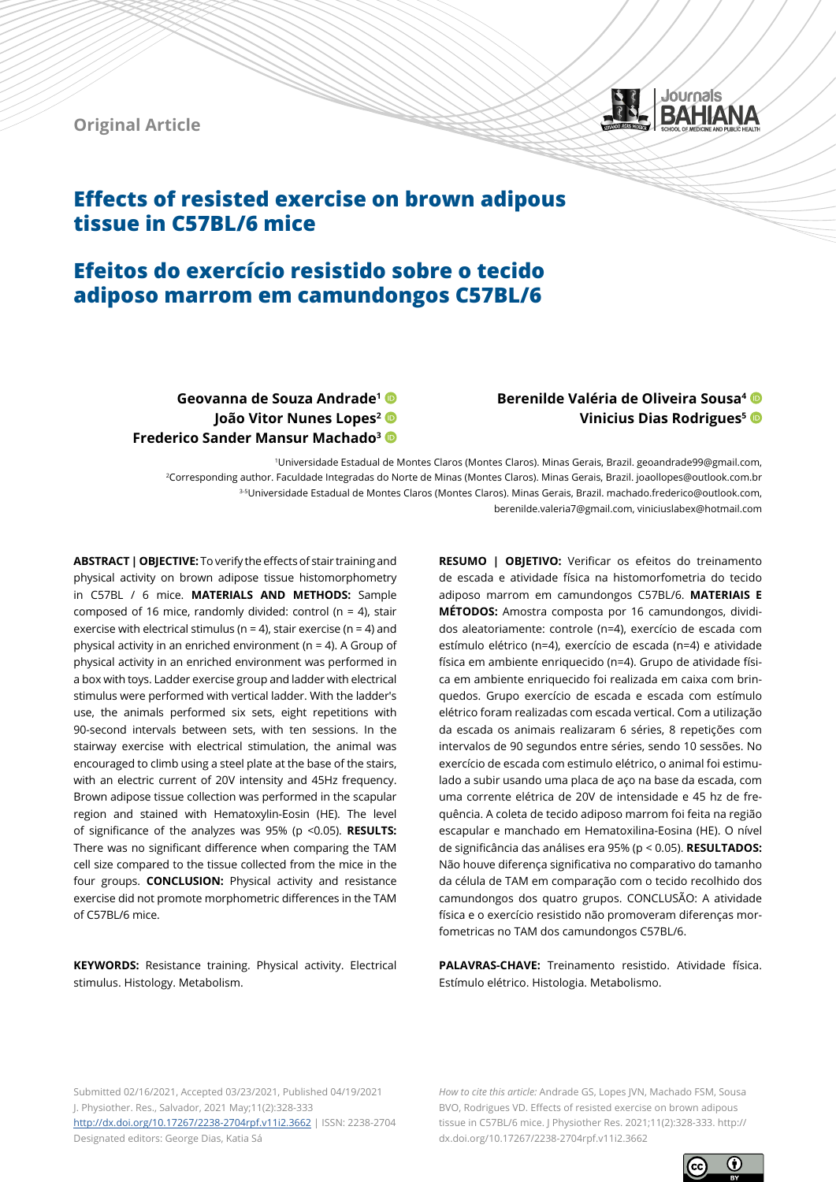Original Article

# Effects of resisted exercise on brown adipous tissue in C57BL/6 mice

# Efeitos do exercício resistido sobre o tecido adiposo marrom em camundongos C57BL/6

**Geovanna de Souza Andrade[1]**
**João Vitor Nunes Lopes[2]**
**Frederico Sander Mansur Machado[3]**
**Berenilde Valéria de Oliveira Sousa[4]**
**Vinicius Dias Rodrigues[5]**

[1]Universidade Estadual de Montes Claros (Montes Claros). Minas Gerais, Brazil. geoandrade99@gmail.com,
[2]Corresponding author. Faculdade Integradas do Norte de Minas (Montes Claros). Minas Gerais, Brazil. joaollopes@outlook.com.br
[3-5]Universidade Estadual de Montes Claros (Montes Claros). Minas Gerais, Brazil. machado.frederico@outlook.com, berenilde.valeria7@gmail.com, viniciuslabex@hotmail.com

**ABSTRACT | OBJECTIVE:** To verify the effects of stair training and physical activity on brown adipose tissue histomorphometry in C57BL / 6 mice. **MATERIALS AND METHODS:** Sample composed of 16 mice, randomly divided: control (n = 4), stair exercise with electrical stimulus (n = 4), stair exercise (n = 4) and physical activity in an enriched environment (n = 4). A Group of physical activity in an enriched environment was performed in a box with toys. Ladder exercise group and ladder with electrical stimulus were performed with vertical ladder. With the ladder's use, the animals performed six sets, eight repetitions with 90-second intervals between sets, with ten sessions. In the stairway exercise with electrical stimulation, the animal was encouraged to climb using a steel plate at the base of the stairs, with an electric current of 20V intensity and 45Hz frequency. Brown adipose tissue collection was performed in the scapular region and stained with Hematoxylin-Eosin (HE). The level of significance of the analyzes was 95% ($p < 0.05$). **RESULTS:** There was no significant difference when comparing the TAM cell size compared to the tissue collected from the mice in the four groups. **CONCLUSION:** Physical activity and resistance exercise did not promote morphometric differences in the TAM of C57BL/6 mice.

**KEYWORDS:** Resistance training. Physical activity. Electrical stimulus. Histology. Metabolism.

**RESUMO | OBJETIVO:** Verificar os efeitos do treinamento de escada e atividade física na histomorfometria do tecido adiposo marrom em camundongos C57BL/6. **MATERIAIS E MÉTODOS:** Amostra composta por 16 camundongos, divididos aleatoriamente: controle (n=4), exercício de escada com estímulo elétrico (n=4), exercício de escada (n=4) e atividade física em ambiente enriquecido (n=4). Grupo de atividade física em ambiente enriquecido foi realizada em caixa com brinquedos. Grupo exercício de escada e escada com estímulo elétrico foram realizadas com escada vertical. Com a utilização da escada os animais realizaram 6 séries, 8 repetições com intervalos de 90 segundos entre séries, sendo 10 sessões. No exercício de escada com estimulo elétrico, o animal foi estimulado a subir usando uma placa de aço na base da escada, com uma corrente elétrica de 20V de intensidade e 45 hz de frequência. A coleta de tecido adiposo marrom foi feita na região escapular e manchado em Hematoxilina-Eosina (HE). O nível de significância das análises era 95% ($p < 0.05$). **RESULTADOS:** Não houve diferença significativa no comparativo do tamanho da célula de TAM em comparação com o tecido recolhido dos camundongos dos quatro grupos. CONCLUSÃO: A atividade física e o exercício resistido não promoveram diferenças morfometricas no TAM dos camundongos C57BL/6.

**PALAVRAS-CHAVE:** Treinamento resistido. Atividade física. Estímulo elétrico. Histologia. Metabolismo.

Submitted 02/16/2021, Accepted 03/23/2021, Published 04/19/2021
J. Physiother. Res., Salvador, 2021 May;11(2):328-333
http://dx.doi.org/10.17267/2238-2704rpf.v11i2.3662 | ISSN: 2238-2704
Designated editors: George Dias, Katia Sá

*How to cite this article:* Andrade GS, Lopes JVN, Machado FSM, Sousa BVO, Rodrigues VD. Effects of resisted exercise on brown adipous tissue in C57BL/6 mice. J Physiother Res. 2021;11(2):328-333. http://dx.doi.org/10.17267/2238-2704rpf.v11i2.3662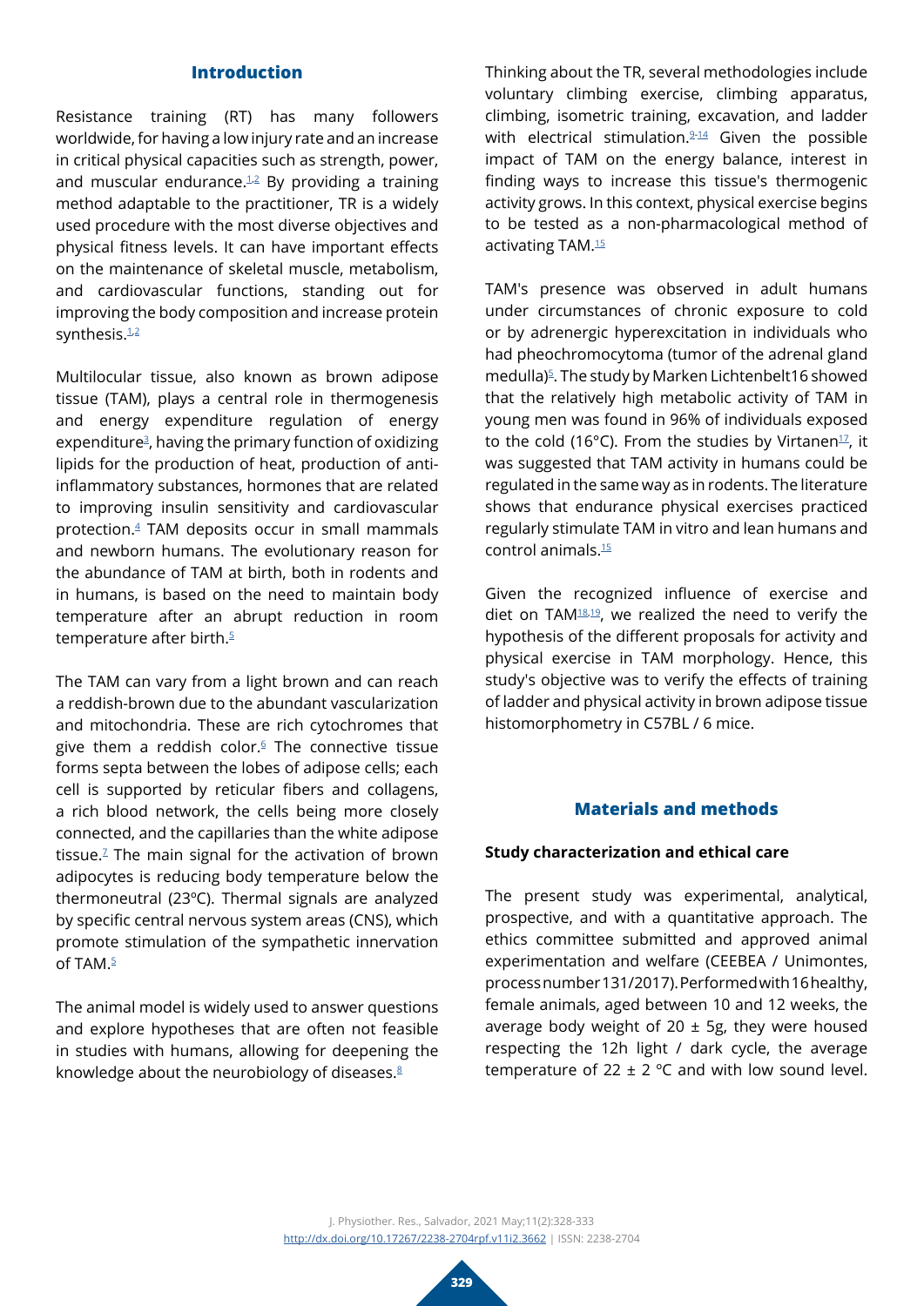## Introduction

Resistance training (RT) has many followers worldwide, for having a low injury rate and an increase in critical physical capacities such as strength, power, and muscular endurance.[1,2] By providing a training method adaptable to the practitioner, TR is a widely used procedure with the most diverse objectives and physical fitness levels. It can have important effects on the maintenance of skeletal muscle, metabolism, and cardiovascular functions, standing out for improving the body composition and increase protein synthesis.[1,2]

Multilocular tissue, also known as brown adipose tissue (TAM), plays a central role in thermogenesis and energy expenditure regulation of energy expenditure[3], having the primary function of oxidizing lipids for the production of heat, production of anti-inflammatory substances, hormones that are related to improving insulin sensitivity and cardiovascular protection.[4] TAM deposits occur in small mammals and newborn humans. The evolutionary reason for the abundance of TAM at birth, both in rodents and in humans, is based on the need to maintain body temperature after an abrupt reduction in room temperature after birth.[5]

The TAM can vary from a light brown and can reach a reddish-brown due to the abundant vascularization and mitochondria. These are rich cytochromes that give them a reddish color.[6] The connective tissue forms septa between the lobes of adipose cells; each cell is supported by reticular fibers and collagens, a rich blood network, the cells being more closely connected, and the capillaries than the white adipose tissue.[7] The main signal for the activation of brown adipocytes is reducing body temperature below the thermoneutral (23ºC). Thermal signals are analyzed by specific central nervous system areas (CNS), which promote stimulation of the sympathetic innervation of TAM.[5]

The animal model is widely used to answer questions and explore hypotheses that are often not feasible in studies with humans, allowing for deepening the knowledge about the neurobiology of diseases.[8]

Thinking about the TR, several methodologies include voluntary climbing exercise, climbing apparatus, climbing, isometric training, excavation, and ladder with electrical stimulation.[9-14] Given the possible impact of TAM on the energy balance, interest in finding ways to increase this tissue's thermogenic activity grows. In this context, physical exercise begins to be tested as a non-pharmacological method of activating TAM.[15]

TAM's presence was observed in adult humans under circumstances of chronic exposure to cold or by adrenergic hyperexcitation in individuals who had pheochromocytoma (tumor of the adrenal gland medulla)[5]. The study by Marken Lichtenbelt16 showed that the relatively high metabolic activity of TAM in young men was found in 96% of individuals exposed to the cold (16°C). From the studies by Virtanen[17], it was suggested that TAM activity in humans could be regulated in the same way as in rodents. The literature shows that endurance physical exercises practiced regularly stimulate TAM in vitro and lean humans and control animals.[15]

Given the recognized influence of exercise and diet on TAM[18,19], we realized the need to verify the hypothesis of the different proposals for activity and physical exercise in TAM morphology. Hence, this study's objective was to verify the effects of training of ladder and physical activity in brown adipose tissue histomorphometry in C57BL / 6 mice.

## Materials and methods

### Study characterization and ethical care

The present study was experimental, analytical, prospective, and with a quantitative approach. The ethics committee submitted and approved animal experimentation and welfare (CEEBEA / Unimontes, process number 131/2017). Performed with 16 healthy, female animals, aged between 10 and 12 weeks, the average body weight of 20 ± 5g, they were housed respecting the 12h light / dark cycle, the average temperature of 22 ± 2 ºC and with low sound level.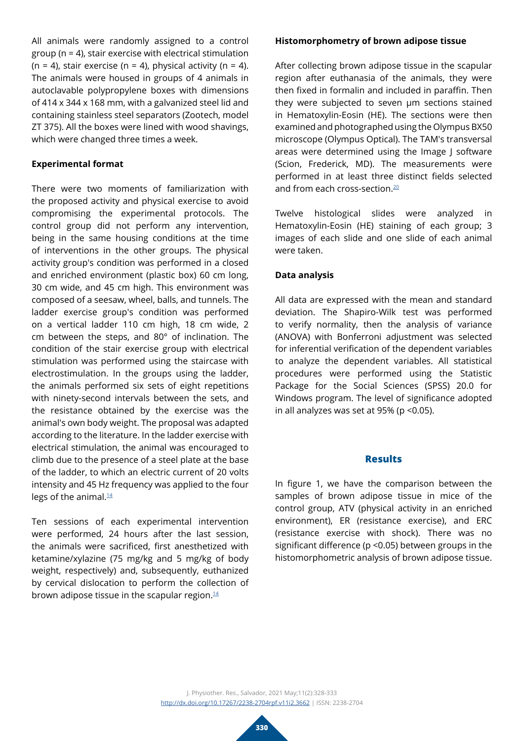All animals were randomly assigned to a control group (n = 4), stair exercise with electrical stimulation (n = 4), stair exercise (n = 4), physical activity (n = 4). The animals were housed in groups of 4 animals in autoclavable polypropylene boxes with dimensions of 414 x 344 x 168 mm, with a galvanized steel lid and containing stainless steel separators (Zootech, model ZT 375). All the boxes were lined with wood shavings, which were changed three times a week.

**Experimental format**

There were two moments of familiarization with the proposed activity and physical exercise to avoid compromising the experimental protocols. The control group did not perform any intervention, being in the same housing conditions at the time of interventions in the other groups. The physical activity group's condition was performed in a closed and enriched environment (plastic box) 60 cm long, 30 cm wide, and 45 cm high. This environment was composed of a seesaw, wheel, balls, and tunnels. The ladder exercise group's condition was performed on a vertical ladder 110 cm high, 18 cm wide, 2 cm between the steps, and 80° of inclination. The condition of the stair exercise group with electrical stimulation was performed using the staircase with electrostimulation. In the groups using the ladder, the animals performed six sets of eight repetitions with ninety-second intervals between the sets, and the resistance obtained by the exercise was the animal's own body weight. The proposal was adapted according to the literature. In the ladder exercise with electrical stimulation, the animal was encouraged to climb due to the presence of a steel plate at the base of the ladder, to which an electric current of 20 volts intensity and 45 Hz frequency was applied to the four legs of the animal.[14]

Ten sessions of each experimental intervention were performed, 24 hours after the last session, the animals were sacrificed, first anesthetized with ketamine/xylazine (75 mg/kg and 5 mg/kg of body weight, respectively) and, subsequently, euthanized by cervical dislocation to perform the collection of brown adipose tissue in the scapular region.[14]

**Histomorphometry of brown adipose tissue**

After collecting brown adipose tissue in the scapular region after euthanasia of the animals, they were then fixed in formalin and included in paraffin. Then they were subjected to seven μm sections stained in Hematoxylin-Eosin (HE). The sections were then examined and photographed using the Olympus BX50 microscope (Olympus Optical). The TAM's transversal areas were determined using the Image J software (Scion, Frederick, MD). The measurements were performed in at least three distinct fields selected and from each cross-section.[20]

Twelve histological slides were analyzed in Hematoxylin-Eosin (HE) staining of each group; 3 images of each slide and one slide of each animal were taken.

**Data analysis**

All data are expressed with the mean and standard deviation. The Shapiro-Wilk test was performed to verify normality, then the analysis of variance (ANOVA) with Bonferroni adjustment was selected for inferential verification of the dependent variables to analyze the dependent variables. All statistical procedures were performed using the Statistic Package for the Social Sciences (SPSS) 20.0 for Windows program. The level of significance adopted in all analyzes was set at 95% ($p < 0.05$).

## Results

In figure 1, we have the comparison between the samples of brown adipose tissue in mice of the control group, ATV (physical activity in an enriched environment), ER (resistance exercise), and ERC (resistance exercise with shock). There was no significant difference ($p < 0.05$) between groups in the histomorphometric analysis of brown adipose tissue.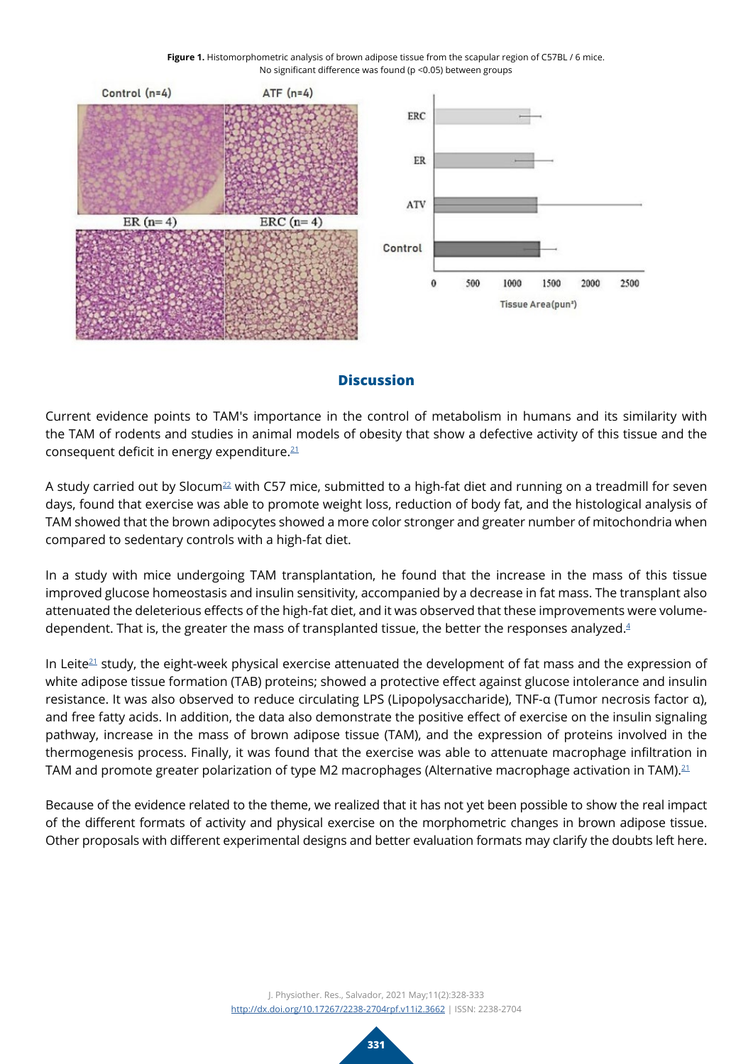**Figure 1.** Histomorphometric analysis of brown adipose tissue from the scapular region of C57BL / 6 mice. No significant difference was found ($p < 0.05$) between groups

Control (n=4)
ATF (n=4)
ER (n= 4)
ERC (n= 4)

ERC
ER
ATV
Control
0 500 1000 1500 2000 2500
Tissue Area(pun²)

## Discussion

Current evidence points to TAM's importance in the control of metabolism in humans and its similarity with the TAM of rodents and studies in animal models of obesity that show a defective activity of this tissue and the consequent deficit in energy expenditure.[21]

A study carried out by Slocum[22] with C57 mice, submitted to a high-fat diet and running on a treadmill for seven days, found that exercise was able to promote weight loss, reduction of body fat, and the histological analysis of TAM showed that the brown adipocytes showed a more color stronger and greater number of mitochondria when compared to sedentary controls with a high-fat diet.

In a study with mice undergoing TAM transplantation, he found that the increase in the mass of this tissue improved glucose homeostasis and insulin sensitivity, accompanied by a decrease in fat mass. The transplant also attenuated the deleterious effects of the high-fat diet, and it was observed that these improvements were volume-dependent. That is, the greater the mass of transplanted tissue, the better the responses analyzed.[4]

In Leite[21] study, the eight-week physical exercise attenuated the development of fat mass and the expression of white adipose tissue formation (TAB) proteins; showed a protective effect against glucose intolerance and insulin resistance. It was also observed to reduce circulating LPS (Lipopolysaccharide), TNF-α (Tumor necrosis factor α), and free fatty acids. In addition, the data also demonstrate the positive effect of exercise on the insulin signaling pathway, increase in the mass of brown adipose tissue (TAM), and the expression of proteins involved in the thermogenesis process. Finally, it was found that the exercise was able to attenuate macrophage infiltration in TAM and promote greater polarization of type M2 macrophages (Alternative macrophage activation in TAM).[21]

Because of the evidence related to the theme, we realized that it has not yet been possible to show the real impact of the different formats of activity and physical exercise on the morphometric changes in brown adipose tissue. Other proposals with different experimental designs and better evaluation formats may clarify the doubts left here.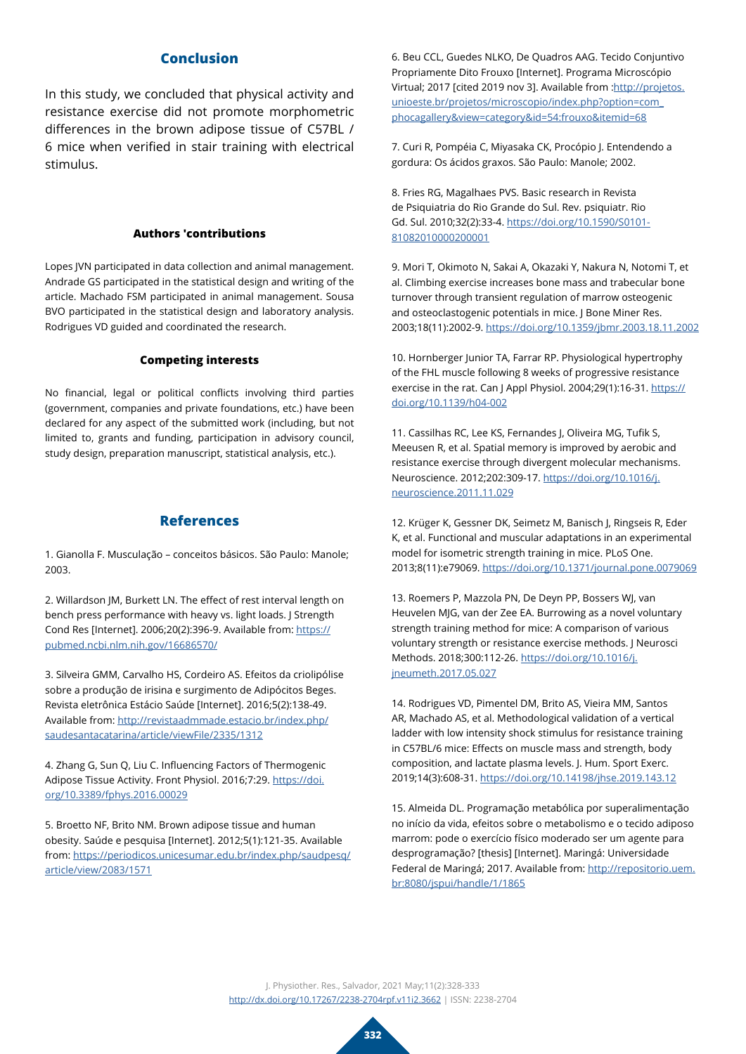## Conclusion

In this study, we concluded that physical activity and resistance exercise did not promote morphometric differences in the brown adipose tissue of C57BL / 6 mice when verified in stair training with electrical stimulus.

### Authors 'contributions

Lopes JVN participated in data collection and animal management. Andrade GS participated in the statistical design and writing of the article. Machado FSM participated in animal management. Sousa BVO participated in the statistical design and laboratory analysis. Rodrigues VD guided and coordinated the research.

### Competing interests

No financial, legal or political conflicts involving third parties (government, companies and private foundations, etc.) have been declared for any aspect of the submitted work (including, but not limited to, grants and funding, participation in advisory council, study design, preparation manuscript, statistical analysis, etc.).

## References

1. Gianolla F. Musculação – conceitos básicos. São Paulo: Manole; 2003.

2. Willardson JM, Burkett LN. The effect of rest interval length on bench press performance with heavy vs. light loads. J Strength Cond Res [Internet]. 2006;20(2):396-9. Available from: https://pubmed.ncbi.nlm.nih.gov/16686570/

3. Silveira GMM, Carvalho HS, Cordeiro AS. Efeitos da criolipólise sobre a produção de irisina e surgimento de Adipócitos Beges. Revista eletrônica Estácio Saúde [Internet]. 2016;5(2):138-49. Available from: http://revistaadmmade.estacio.br/index.php/saudesantacatarina/article/viewFile/2335/1312

4. Zhang G, Sun Q, Liu C. Influencing Factors of Thermogenic Adipose Tissue Activity. Front Physiol. 2016;7:29. https://doi.org/10.3389/fphys.2016.00029

5. Broetto NF, Brito NM. Brown adipose tissue and human obesity. Saúde e pesquisa [Internet]. 2012;5(1):121-35. Available from: https://periodicos.unicesumar.edu.br/index.php/saudpesq/article/view/2083/1571

6. Beu CCL, Guedes NLKO, De Quadros AAG. Tecido Conjuntivo Propriamente Dito Frouxo [Internet]. Programa Microscópio Virtual; 2017 [cited 2019 nov 3]. Available from :http://projetos.unioeste.br/projetos/microscopio/index.php?option=com_phocagallery&view=category&id=54:frouxo&itemid=68

7. Curi R, Pompéia C, Miyasaka CK, Procópio J. Entendendo a gordura: Os ácidos graxos. São Paulo: Manole; 2002.

8. Fries RG, Magalhaes PVS. Basic research in Revista de Psiquiatria do Rio Grande do Sul. Rev. psiquiatr. Rio Gd. Sul. 2010;32(2):33-4. https://doi.org/10.1590/S0101-81082010000200001

9. Mori T, Okimoto N, Sakai A, Okazaki Y, Nakura N, Notomi T, et al. Climbing exercise increases bone mass and trabecular bone turnover through transient regulation of marrow osteogenic and osteoclastogenic potentials in mice. J Bone Miner Res. 2003;18(11):2002-9. https://doi.org/10.1359/jbmr.2003.18.11.2002

10. Hornberger Junior TA, Farrar RP. Physiological hypertrophy of the FHL muscle following 8 weeks of progressive resistance exercise in the rat. Can J Appl Physiol. 2004;29(1):16-31. https://doi.org/10.1139/h04-002

11. Cassilhas RC, Lee KS, Fernandes J, Oliveira MG, Tufik S, Meeusen R, et al. Spatial memory is improved by aerobic and resistance exercise through divergent molecular mechanisms. Neuroscience. 2012;202:309-17. https://doi.org/10.1016/j.neuroscience.2011.11.029

12. Krüger K, Gessner DK, Seimetz M, Banisch J, Ringseis R, Eder K, et al. Functional and muscular adaptations in an experimental model for isometric strength training in mice. PLoS One. 2013;8(11):e79069. https://doi.org/10.1371/journal.pone.0079069

13. Roemers P, Mazzola PN, De Deyn PP, Bossers WJ, van Heuvelen MJG, van der Zee EA. Burrowing as a novel voluntary strength training method for mice: A comparison of various voluntary strength or resistance exercise methods. J Neurosci Methods. 2018;300:112-26. https://doi.org/10.1016/j.jneumeth.2017.05.027

14. Rodrigues VD, Pimentel DM, Brito AS, Vieira MM, Santos AR, Machado AS, et al. Methodological validation of a vertical ladder with low intensity shock stimulus for resistance training in C57BL/6 mice: Effects on muscle mass and strength, body composition, and lactate plasma levels. J. Hum. Sport Exerc. 2019;14(3):608-31. https://doi.org/10.14198/jhse.2019.143.12

15. Almeida DL. Programação metabólica por superalimentação no início da vida, efeitos sobre o metabolismo e o tecido adiposo marrom: pode o exercício físico moderado ser um agente para desprogramação? [thesis] [Internet]. Maringá: Universidade Federal de Maringá; 2017. Available from: http://repositorio.uem.br:8080/jspui/handle/1/1865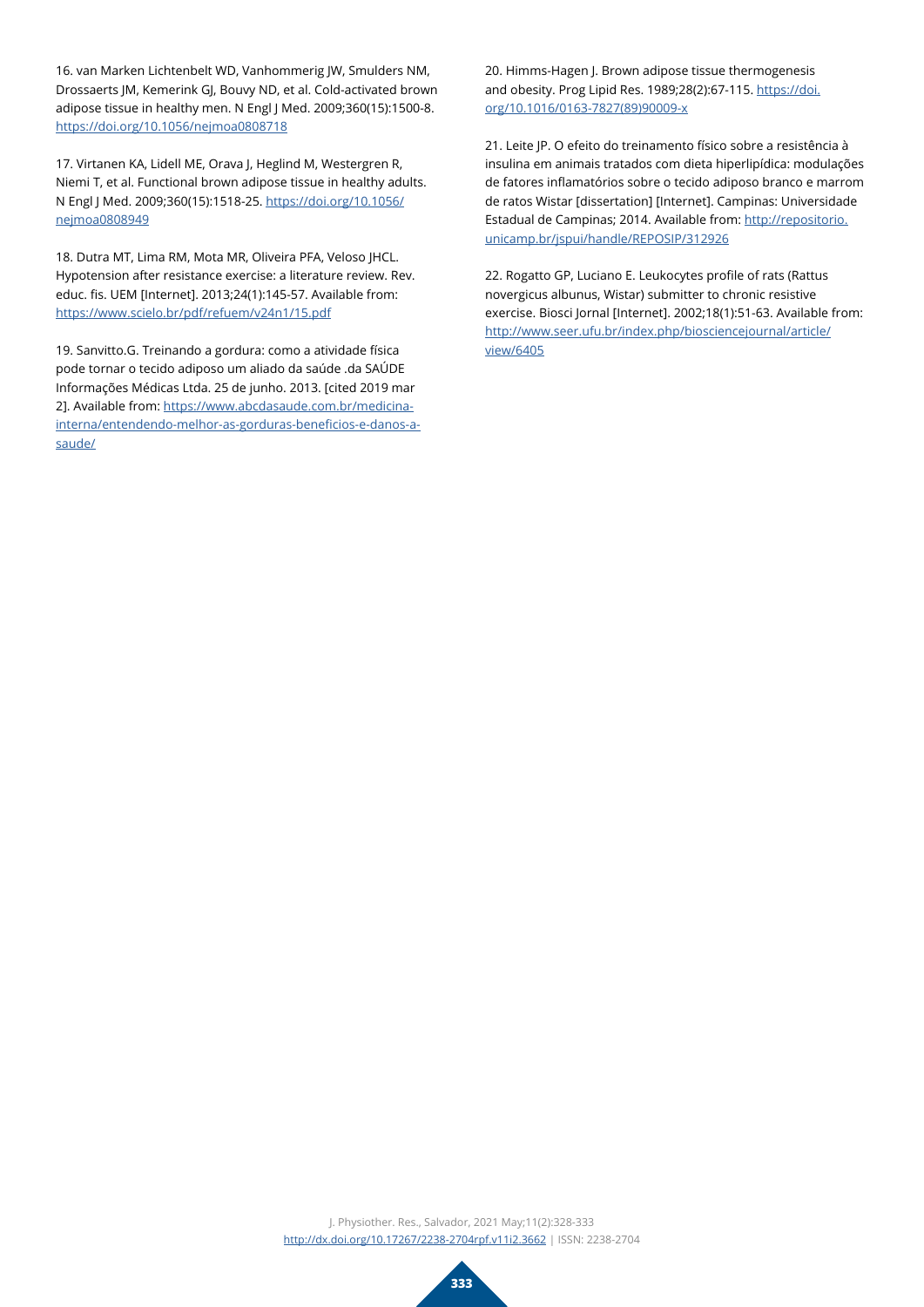16. van Marken Lichtenbelt WD, Vanhommerig JW, Smulders NM, Drossaerts JM, Kemerink GJ, Bouvy ND, et al. Cold-activated brown adipose tissue in healthy men. N Engl J Med. 2009;360(15):1500-8. https://doi.org/10.1056/nejmoa0808718

17. Virtanen KA, Lidell ME, Orava J, Heglind M, Westergren R, Niemi T, et al. Functional brown adipose tissue in healthy adults. N Engl J Med. 2009;360(15):1518-25. https://doi.org/10.1056/nejmoa0808949

18. Dutra MT, Lima RM, Mota MR, Oliveira PFA, Veloso JHCL. Hypotension after resistance exercise: a literature review. Rev. educ. fis. UEM [Internet]. 2013;24(1):145-57. Available from: https://www.scielo.br/pdf/refuem/v24n1/15.pdf

19. Sanvitto.G. Treinando a gordura: como a atividade física pode tornar o tecido adiposo um aliado da saúde .da SAÚDE Informações Médicas Ltda. 25 de junho. 2013. [cited 2019 mar 2]. Available from: https://www.abcdasaude.com.br/medicina-interna/entendendo-melhor-as-gorduras-beneficios-e-danos-a-saude/

20. Himms-Hagen J. Brown adipose tissue thermogenesis and obesity. Prog Lipid Res. 1989;28(2):67-115. https://doi.org/10.1016/0163-7827(89)90009-x

21. Leite JP. O efeito do treinamento físico sobre a resistência à insulina em animais tratados com dieta hiperlipídica: modulações de fatores inflamatórios sobre o tecido adiposo branco e marrom de ratos Wistar [dissertation] [Internet]. Campinas: Universidade Estadual de Campinas; 2014. Available from: http://repositorio.unicamp.br/jspui/handle/REPOSIP/312926

22. Rogatto GP, Luciano E. Leukocytes profile of rats (Rattus novergicus albunus, Wistar) submitter to chronic resistive exercise. Biosci Jornal [Internet]. 2002;18(1):51-63. Available from: http://www.seer.ufu.br/index.php/biosciencejournal/article/view/6405